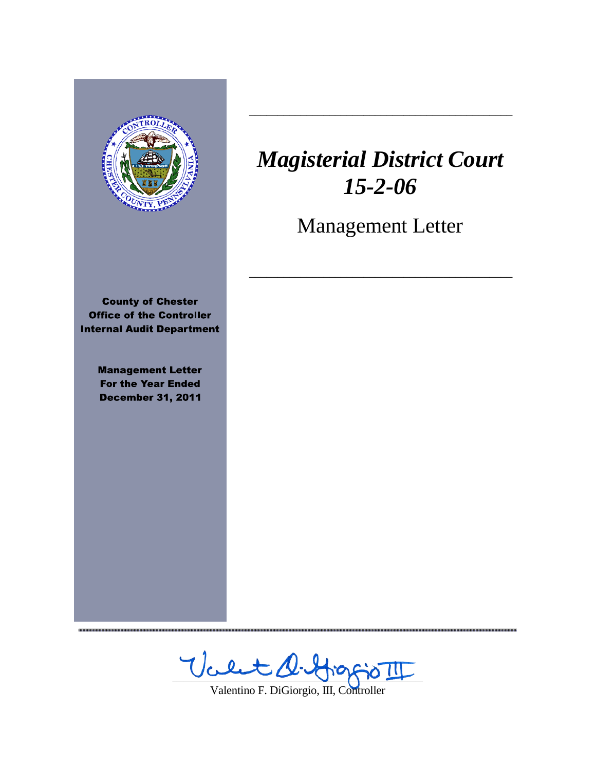# *Magisterial District Court 15-2-06*

## Management Letter

**County of Chester**
**Office of the Controller**
**Internal Audit Department**

**Management Letter**
**For the Year Ended**
**December 31, 2011**

Valentino F. DiGiorgio, III, Controller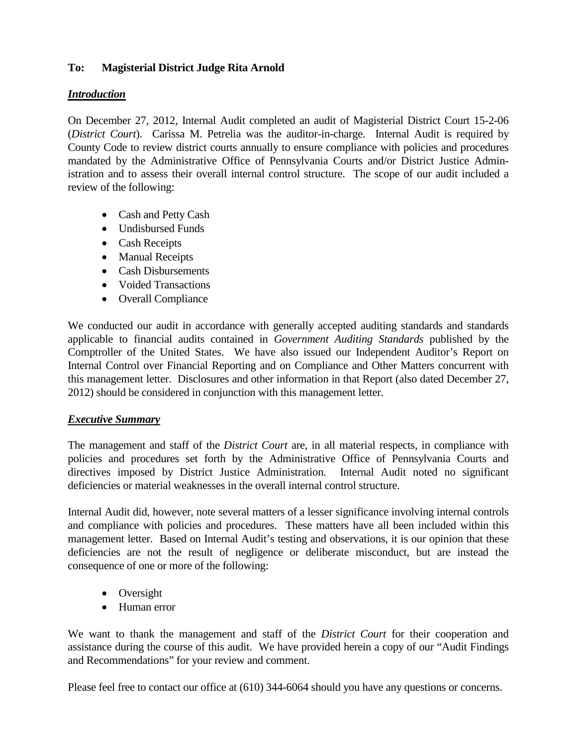**To: Magisterial District Judge Rita Arnold**

***Introduction***

On December 27, 2012, Internal Audit completed an audit of Magisterial District Court 15-2-06 (*District Court*). Carissa M. Petrelia was the auditor-in-charge. Internal Audit is required by County Code to review district courts annually to ensure compliance with policies and procedures mandated by the Administrative Office of Pennsylvania Courts and/or District Justice Administration and to assess their overall internal control structure. The scope of our audit included a review of the following:

- Cash and Petty Cash
- Undisbursed Funds
- Cash Receipts
- Manual Receipts
- Cash Disbursements
- Voided Transactions
- Overall Compliance

We conducted our audit in accordance with generally accepted auditing standards and standards applicable to financial audits contained in *Government Auditing Standards* published by the Comptroller of the United States. We have also issued our Independent Auditor's Report on Internal Control over Financial Reporting and on Compliance and Other Matters concurrent with this management letter. Disclosures and other information in that Report (also dated December 27, 2012) should be considered in conjunction with this management letter.

***Executive Summary***

The management and staff of the *District Court* are, in all material respects, in compliance with policies and procedures set forth by the Administrative Office of Pennsylvania Courts and directives imposed by District Justice Administration. Internal Audit noted no significant deficiencies or material weaknesses in the overall internal control structure.

Internal Audit did, however, note several matters of a lesser significance involving internal controls and compliance with policies and procedures. These matters have all been included within this management letter. Based on Internal Audit's testing and observations, it is our opinion that these deficiencies are not the result of negligence or deliberate misconduct, but are instead the consequence of one or more of the following:

- Oversight
- Human error

We want to thank the management and staff of the *District Court* for their cooperation and assistance during the course of this audit. We have provided herein a copy of our "Audit Findings and Recommendations" for your review and comment.

Please feel free to contact our office at (610) 344-6064 should you have any questions or concerns.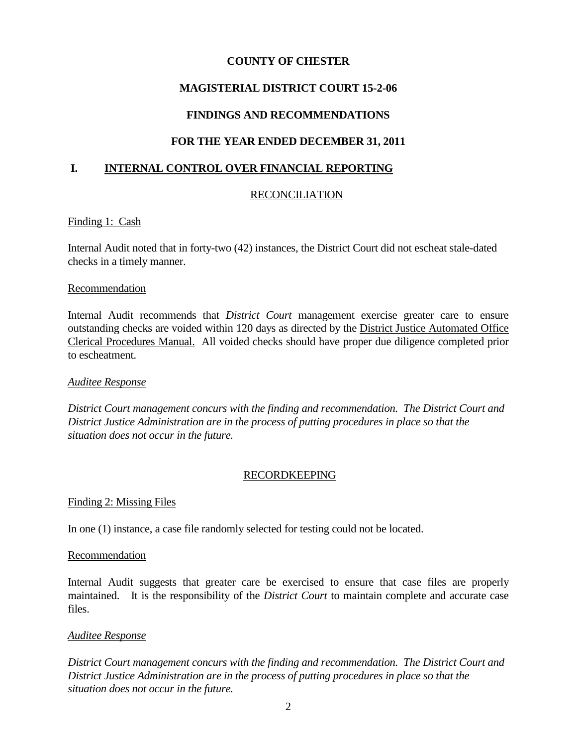# COUNTY OF CHESTER

## MAGISTERIAL DISTRICT COURT 15-2-06

## FINDINGS AND RECOMMENDATIONS

## FOR THE YEAR ENDED DECEMBER 31, 2011

## I. INTERNAL CONTROL OVER FINANCIAL REPORTING

### RECONCILIATION

Finding 1: Cash

Internal Audit noted that in forty-two (42) instances, the District Court did not escheat stale-dated checks in a timely manner.

Recommendation

Internal Audit recommends that *District Court* management exercise greater care to ensure outstanding checks are voided within 120 days as directed by the District Justice Automated Office Clerical Procedures Manual. All voided checks should have proper due diligence completed prior to escheatment.

*Auditee Response*

*District Court management concurs with the finding and recommendation. The District Court and District Justice Administration are in the process of putting procedures in place so that the situation does not occur in the future.*

### RECORDKEEPING

Finding 2: Missing Files

In one (1) instance, a case file randomly selected for testing could not be located.

Recommendation

Internal Audit suggests that greater care be exercised to ensure that case files are properly maintained. It is the responsibility of the *District Court* to maintain complete and accurate case files.

*Auditee Response*

*District Court management concurs with the finding and recommendation. The District Court and District Justice Administration are in the process of putting procedures in place so that the situation does not occur in the future.*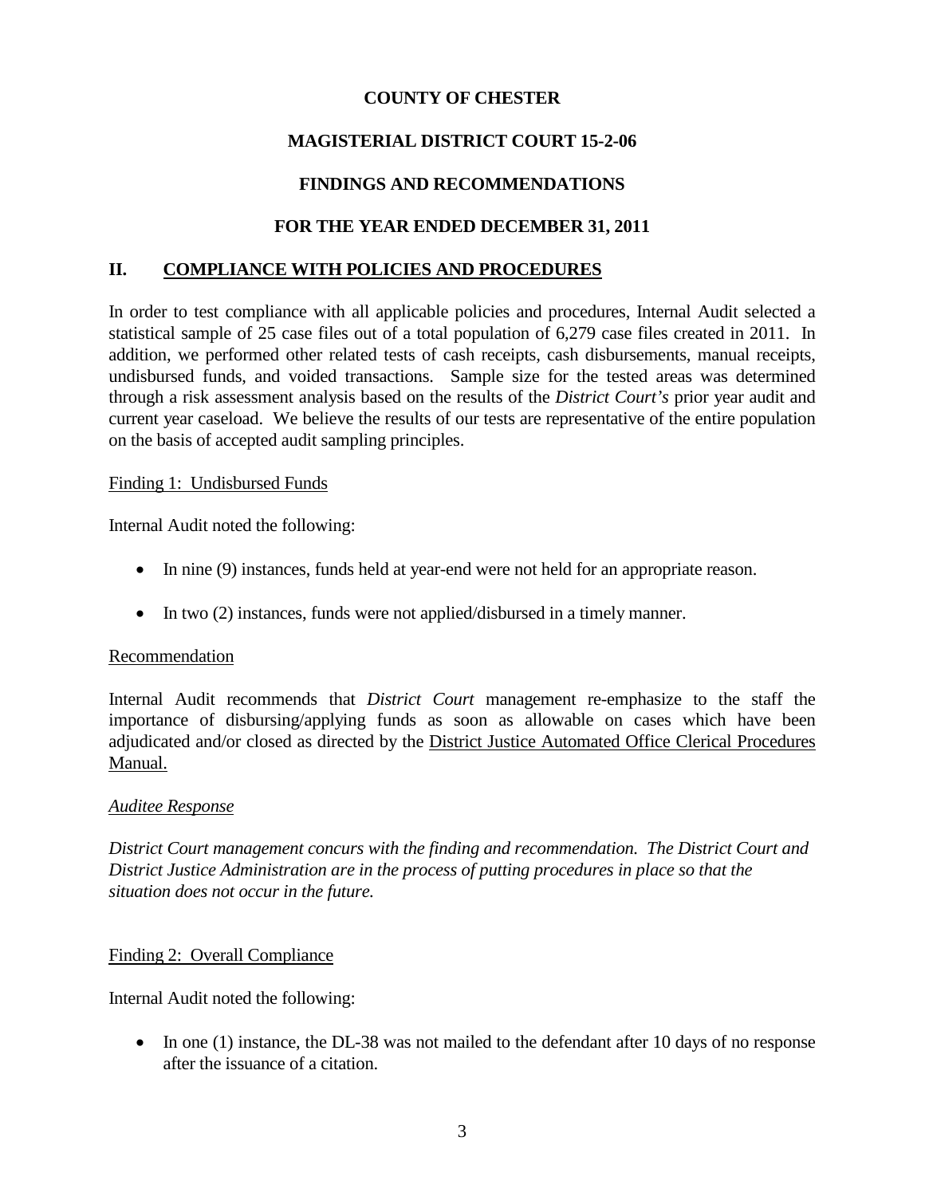**COUNTY OF CHESTER**

**MAGISTERIAL DISTRICT COURT 15-2-06**

**FINDINGS AND RECOMMENDATIONS**

**FOR THE YEAR ENDED DECEMBER 31, 2011**

## II. COMPLIANCE WITH POLICIES AND PROCEDURES

In order to test compliance with all applicable policies and procedures, Internal Audit selected a statistical sample of 25 case files out of a total population of 6,279 case files created in 2011. In addition, we performed other related tests of cash receipts, cash disbursements, manual receipts, undisbursed funds, and voided transactions. Sample size for the tested areas was determined through a risk assessment analysis based on the results of the *District Court's* prior year audit and current year caseload. We believe the results of our tests are representative of the entire population on the basis of accepted audit sampling principles.

Finding 1: Undisbursed Funds

Internal Audit noted the following:

- In nine (9) instances, funds held at year-end were not held for an appropriate reason.
- In two (2) instances, funds were not applied/disbursed in a timely manner.

Recommendation

Internal Audit recommends that *District Court* management re-emphasize to the staff the importance of disbursing/applying funds as soon as allowable on cases which have been adjudicated and/or closed as directed by the District Justice Automated Office Clerical Procedures Manual.

*Auditee Response*

*District Court management concurs with the finding and recommendation. The District Court and District Justice Administration are in the process of putting procedures in place so that the situation does not occur in the future.*

Finding 2: Overall Compliance

Internal Audit noted the following:

- In one (1) instance, the DL-38 was not mailed to the defendant after 10 days of no response after the issuance of a citation.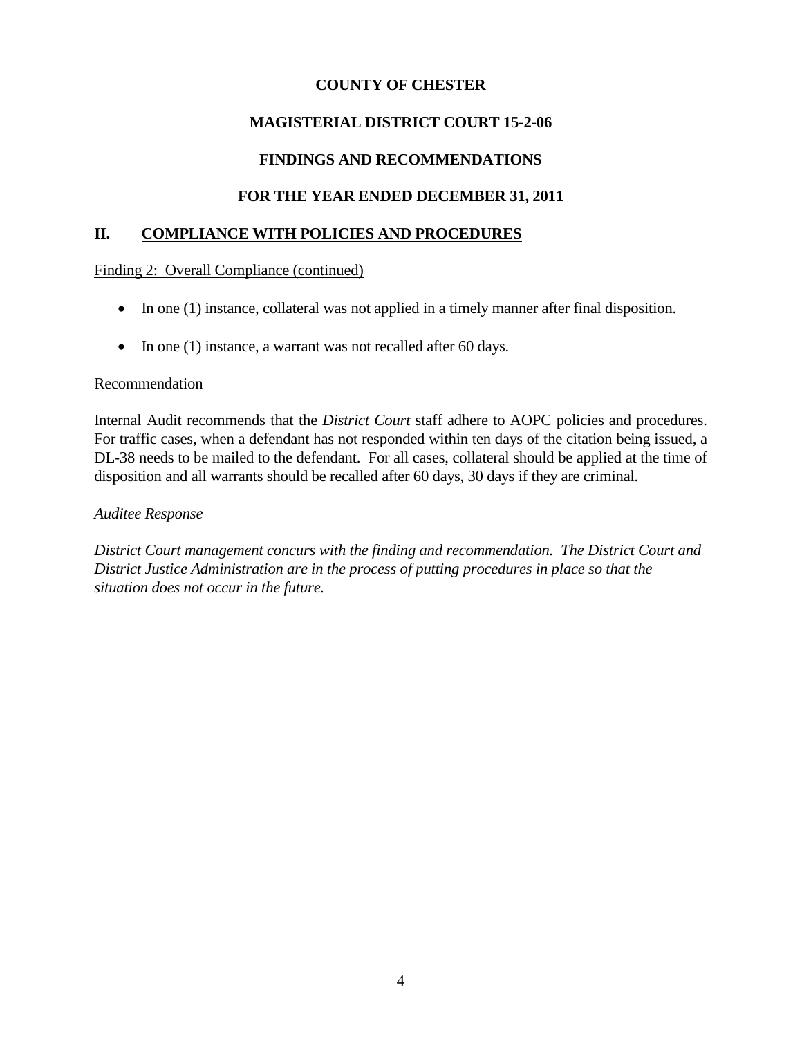**COUNTY OF CHESTER**

**MAGISTERIAL DISTRICT COURT 15-2-06**

**FINDINGS AND RECOMMENDATIONS**

**FOR THE YEAR ENDED DECEMBER 31, 2011**

## II. COMPLIANCE WITH POLICIES AND PROCEDURES

Finding 2: Overall Compliance (continued)

- In one (1) instance, collateral was not applied in a timely manner after final disposition.
- In one (1) instance, a warrant was not recalled after 60 days.

Recommendation

Internal Audit recommends that the *District Court* staff adhere to AOPC policies and procedures. For traffic cases, when a defendant has not responded within ten days of the citation being issued, a DL-38 needs to be mailed to the defendant. For all cases, collateral should be applied at the time of disposition and all warrants should be recalled after 60 days, 30 days if they are criminal.

*Auditee Response*

*District Court management concurs with the finding and recommendation. The District Court and District Justice Administration are in the process of putting procedures in place so that the situation does not occur in the future.*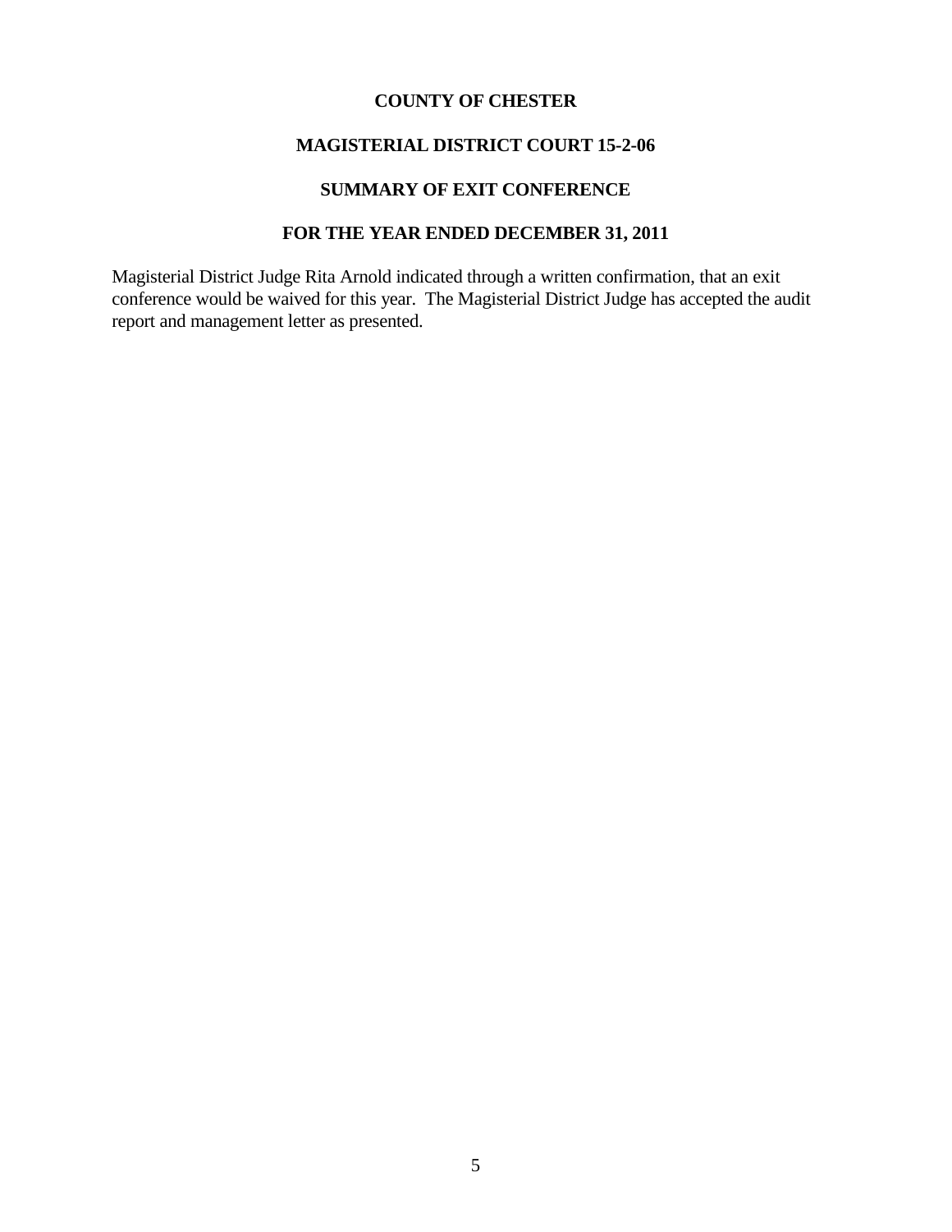**COUNTY OF CHESTER**

**MAGISTERIAL DISTRICT COURT 15-2-06**

**SUMMARY OF EXIT CONFERENCE**

**FOR THE YEAR ENDED DECEMBER 31, 2011**

Magisterial District Judge Rita Arnold indicated through a written confirmation, that an exit conference would be waived for this year. The Magisterial District Judge has accepted the audit report and management letter as presented.